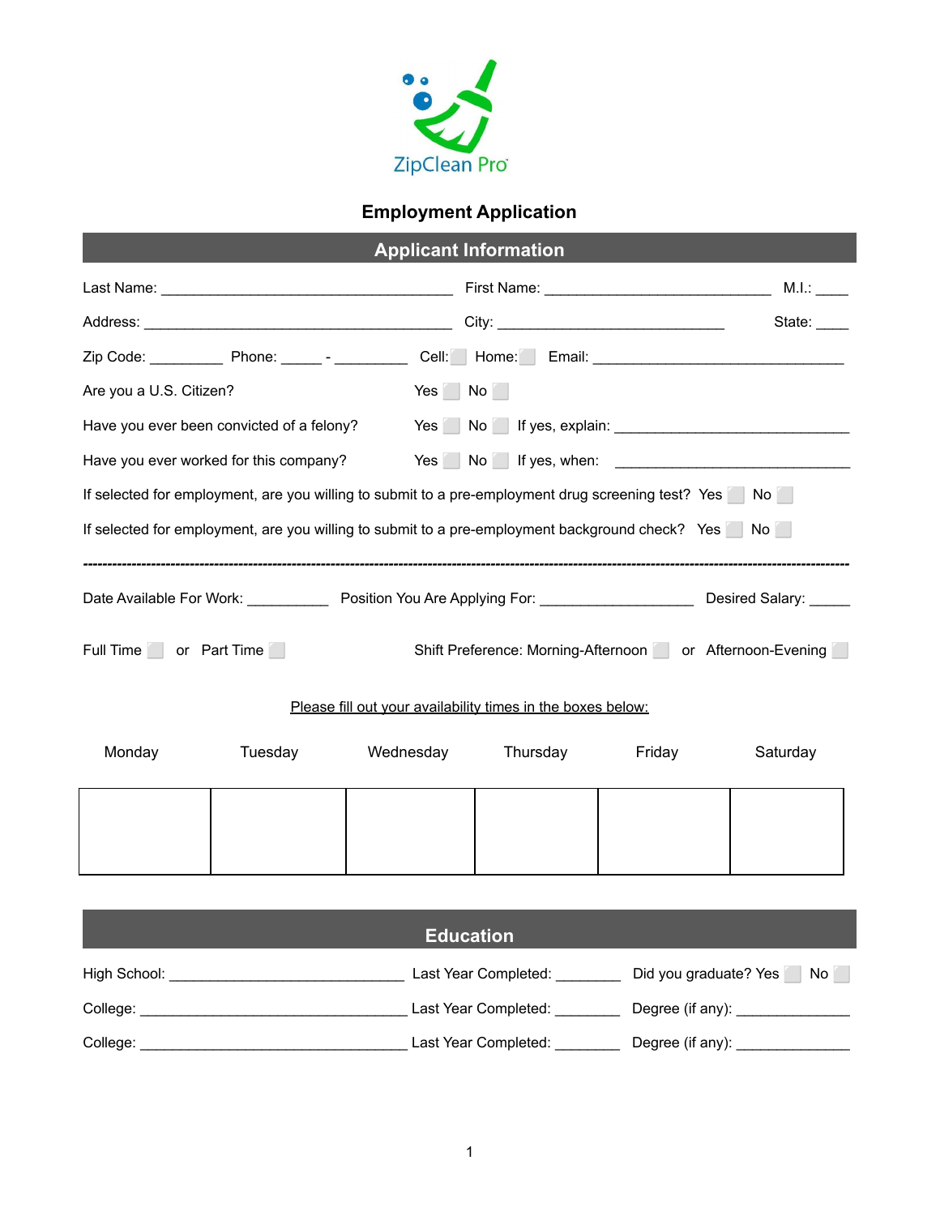ZipClean Pro

# Employment Application

## Applicant Information

Last Name: ____________________________________ First Name: ____________________________ M.I.: ____

Address: ____________________________________ City: ____________________________ State: ____

Zip Code: _________ Phone: _____ - _________ Cell: ☐ Home: ☐ Email: ________________________________

Are you a U.S. Citizen? Yes ☐ No ☐

Have you ever been convicted of a felony? Yes ☐ No ☐ If yes, explain: ______________________________

Have you ever worked for this company? Yes ☐ No ☐ If yes, when: ______________________________

If selected for employment, are you willing to submit to a pre-employment drug screening test? Yes ☐ No ☐

If selected for employment, are you willing to submit to a pre-employment background check? Yes ☐ No ☐

---

Date Available For Work: __________ Position You Are Applying For: ___________________ Desired Salary: _____

Full Time ☐ or Part Time ☐ Shift Preference: Morning-Afternoon ☐ or Afternoon-Evening ☐

Please fill out your availability times in the boxes below:

| Monday | Tuesday | Wednesday | Thursday | Friday | Saturday |
|---|---|---|---|---|---|
| | | | | | |

## Education

High School: ______________________________ Last Year Completed: ________ Did you graduate? Yes ☐ No ☐

College: __________________________________ Last Year Completed: ________ Degree (if any): ______________

College: __________________________________ Last Year Completed: ________ Degree (if any): ______________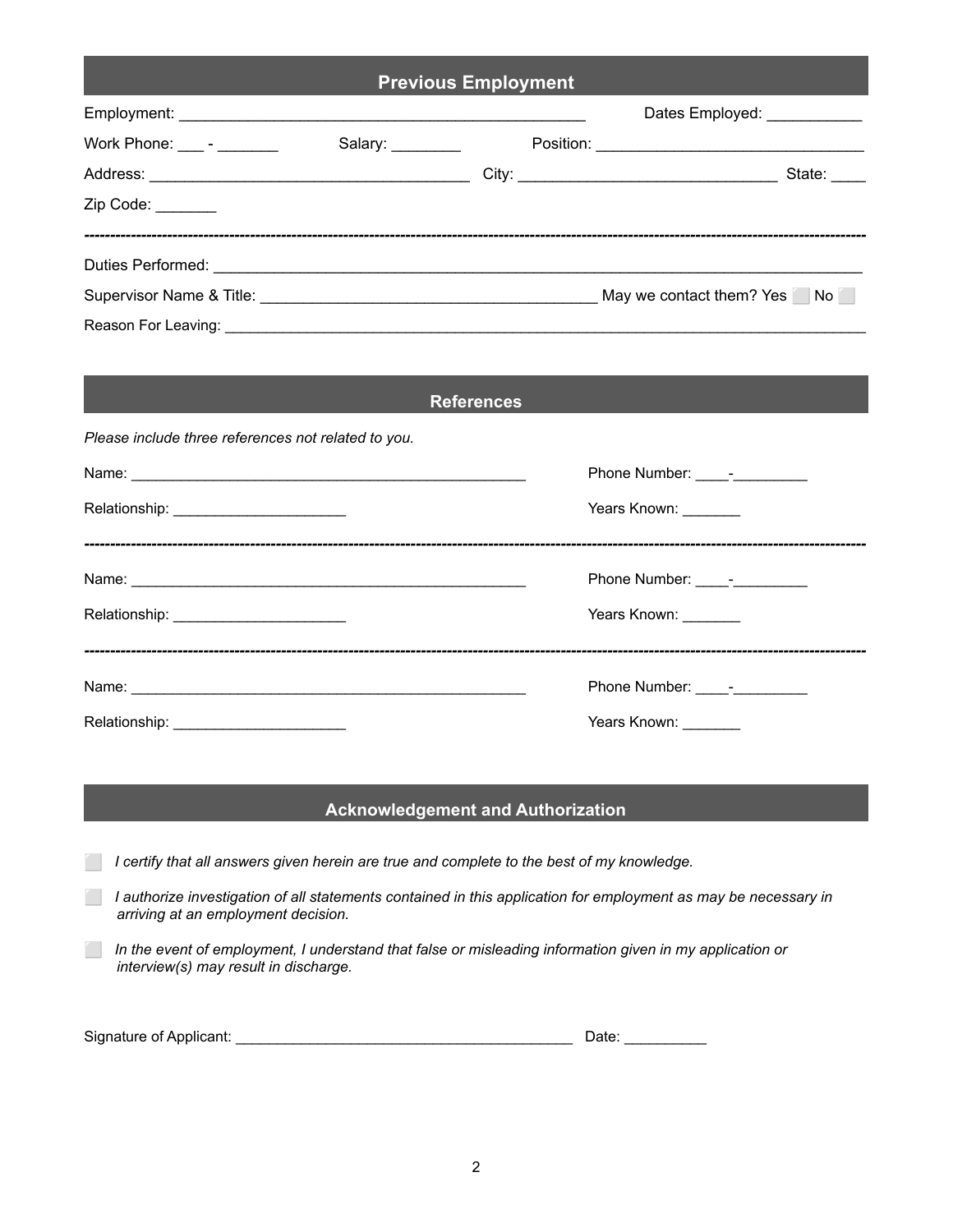## Previous Employment

Employment: ______________________________________________ Dates Employed: ___________

Work Phone: ___ - _______ Salary: ________ Position: ______________________________

Address: ____________________________________ City: ____________________________ State: ____

Zip Code: _______

---

Duties Performed: ___________________________________________________________________________

Supervisor Name & Title: ______________________________________ May we contact them? Yes ⬜ No ⬜

Reason For Leaving: __________________________________________________________________________

## References

*Please include three references not related to you.*

Name: ______________________________________________ Phone Number: ____-_________

Relationship: ____________________ Years Known: _______

---

Name: ______________________________________________ Phone Number: ____-_________

Relationship: ____________________ Years Known: _______

---

Name: ______________________________________________ Phone Number: ____-_________

Relationship: ____________________ Years Known: _______

## Acknowledgement and Authorization

⬜ *I certify that all answers given herein are true and complete to the best of my knowledge.*

⬜ *I authorize investigation of all statements contained in this application for employment as may be necessary in arriving at an employment decision.*

⬜ *In the event of employment, I understand that false or misleading information given in my application or interview(s) may result in discharge.*

Signature of Applicant: ________________________________________ Date: __________